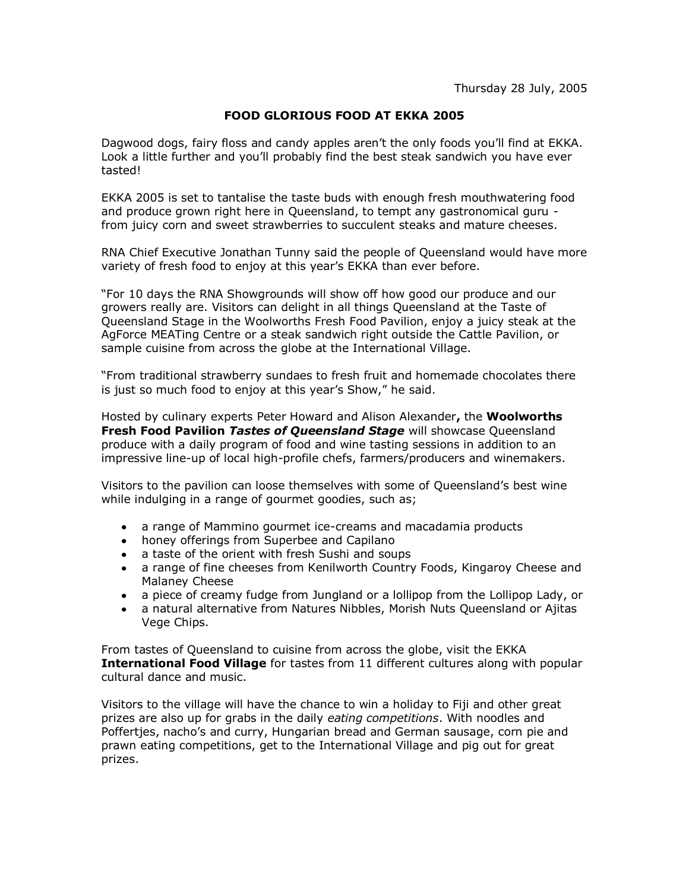Thursday 28 July, 2005

# FOOD GLORIOUS FOOD AT EKKA 2005

Dagwood dogs, fairy floss and candy apples aren't the only foods you'll find at EKKA. Look a little further and you'll probably find the best steak sandwich you have ever tasted!

EKKA 2005 is set to tantalise the taste buds with enough fresh mouthwatering food and produce grown right here in Queensland, to tempt any gastronomical guru - from juicy corn and sweet strawberries to succulent steaks and mature cheeses.

RNA Chief Executive Jonathan Tunny said the people of Queensland would have more variety of fresh food to enjoy at this year's EKKA than ever before.

"For 10 days the RNA Showgrounds will show off how good our produce and our growers really are. Visitors can delight in all things Queensland at the Taste of Queensland Stage in the Woolworths Fresh Food Pavilion, enjoy a juicy steak at the AgForce MEATing Centre or a steak sandwich right outside the Cattle Pavilion, or sample cuisine from across the globe at the International Village.

"From traditional strawberry sundaes to fresh fruit and homemade chocolates there is just so much food to enjoy at this year's Show," he said.

Hosted by culinary experts Peter Howard and Alison Alexander**,** the **Woolworths Fresh Food Pavilion *Tastes of Queensland Stage*** will showcase Queensland produce with a daily program of food and wine tasting sessions in addition to an impressive line-up of local high-profile chefs, farmers/producers and winemakers.

Visitors to the pavilion can loose themselves with some of Queensland's best wine while indulging in a range of gourmet goodies, such as;

- a range of Mammino gourmet ice-creams and macadamia products
- honey offerings from Superbee and Capilano
- a taste of the orient with fresh Sushi and soups
- a range of fine cheeses from Kenilworth Country Foods, Kingaroy Cheese and Malaney Cheese
- a piece of creamy fudge from Jungland or a lollipop from the Lollipop Lady, or
- a natural alternative from Natures Nibbles, Morish Nuts Queensland or Ajitas Vege Chips.

From tastes of Queensland to cuisine from across the globe, visit the EKKA **International Food Village** for tastes from 11 different cultures along with popular cultural dance and music.

Visitors to the village will have the chance to win a holiday to Fiji and other great prizes are also up for grabs in the daily *eating competitions*. With noodles and Poffertjes, nacho's and curry, Hungarian bread and German sausage, corn pie and prawn eating competitions, get to the International Village and pig out for great prizes.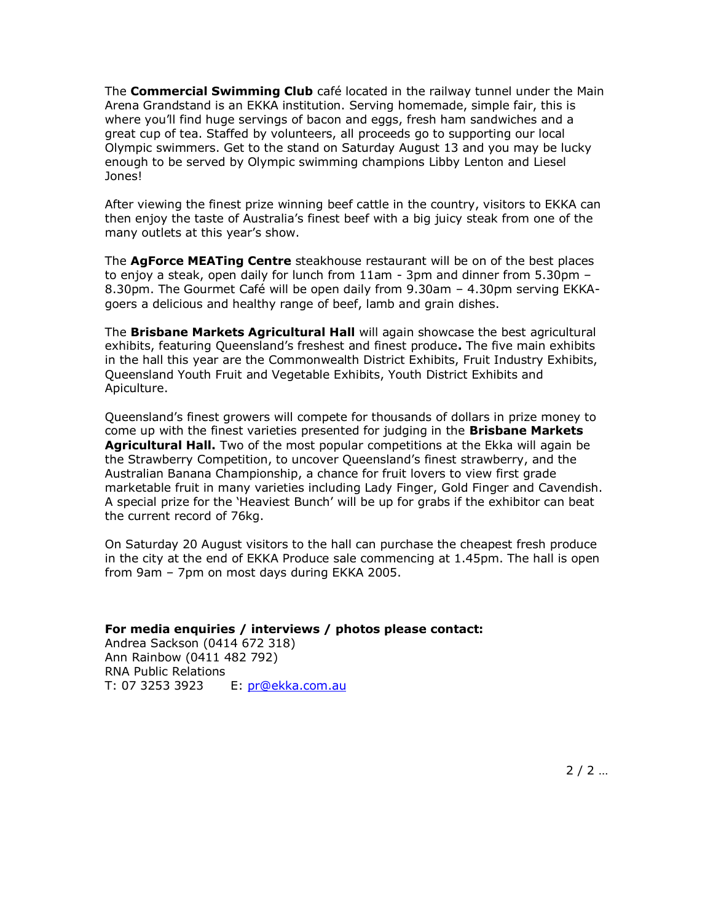The **Commercial Swimming Club** café located in the railway tunnel under the Main Arena Grandstand is an EKKA institution. Serving homemade, simple fair, this is where you'll find huge servings of bacon and eggs, fresh ham sandwiches and a great cup of tea. Staffed by volunteers, all proceeds go to supporting our local Olympic swimmers. Get to the stand on Saturday August 13 and you may be lucky enough to be served by Olympic swimming champions Libby Lenton and Liesel Jones!

After viewing the finest prize winning beef cattle in the country, visitors to EKKA can then enjoy the taste of Australia's finest beef with a big juicy steak from one of the many outlets at this year's show.

The **AgForce MEATing Centre** steakhouse restaurant will be on of the best places to enjoy a steak, open daily for lunch from 11am - 3pm and dinner from 5.30pm – 8.30pm. The Gourmet Café will be open daily from 9.30am – 4.30pm serving EKKA-goers a delicious and healthy range of beef, lamb and grain dishes.

The **Brisbane Markets Agricultural Hall** will again showcase the best agricultural exhibits, featuring Queensland's freshest and finest produce**.** The five main exhibits in the hall this year are the Commonwealth District Exhibits, Fruit Industry Exhibits, Queensland Youth Fruit and Vegetable Exhibits, Youth District Exhibits and Apiculture.

Queensland's finest growers will compete for thousands of dollars in prize money to come up with the finest varieties presented for judging in the **Brisbane Markets Agricultural Hall.** Two of the most popular competitions at the Ekka will again be the Strawberry Competition, to uncover Queensland's finest strawberry, and the Australian Banana Championship, a chance for fruit lovers to view first grade marketable fruit in many varieties including Lady Finger, Gold Finger and Cavendish. A special prize for the 'Heaviest Bunch' will be up for grabs if the exhibitor can beat the current record of 76kg.

On Saturday 20 August visitors to the hall can purchase the cheapest fresh produce in the city at the end of EKKA Produce sale commencing at 1.45pm. The hall is open from 9am – 7pm on most days during EKKA 2005.

**For media enquiries / interviews / photos please contact:**
Andrea Sackson (0414 672 318)
Ann Rainbow (0411 482 792)
RNA Public Relations
T: 07 3253 3923 E: pr@ekka.com.au